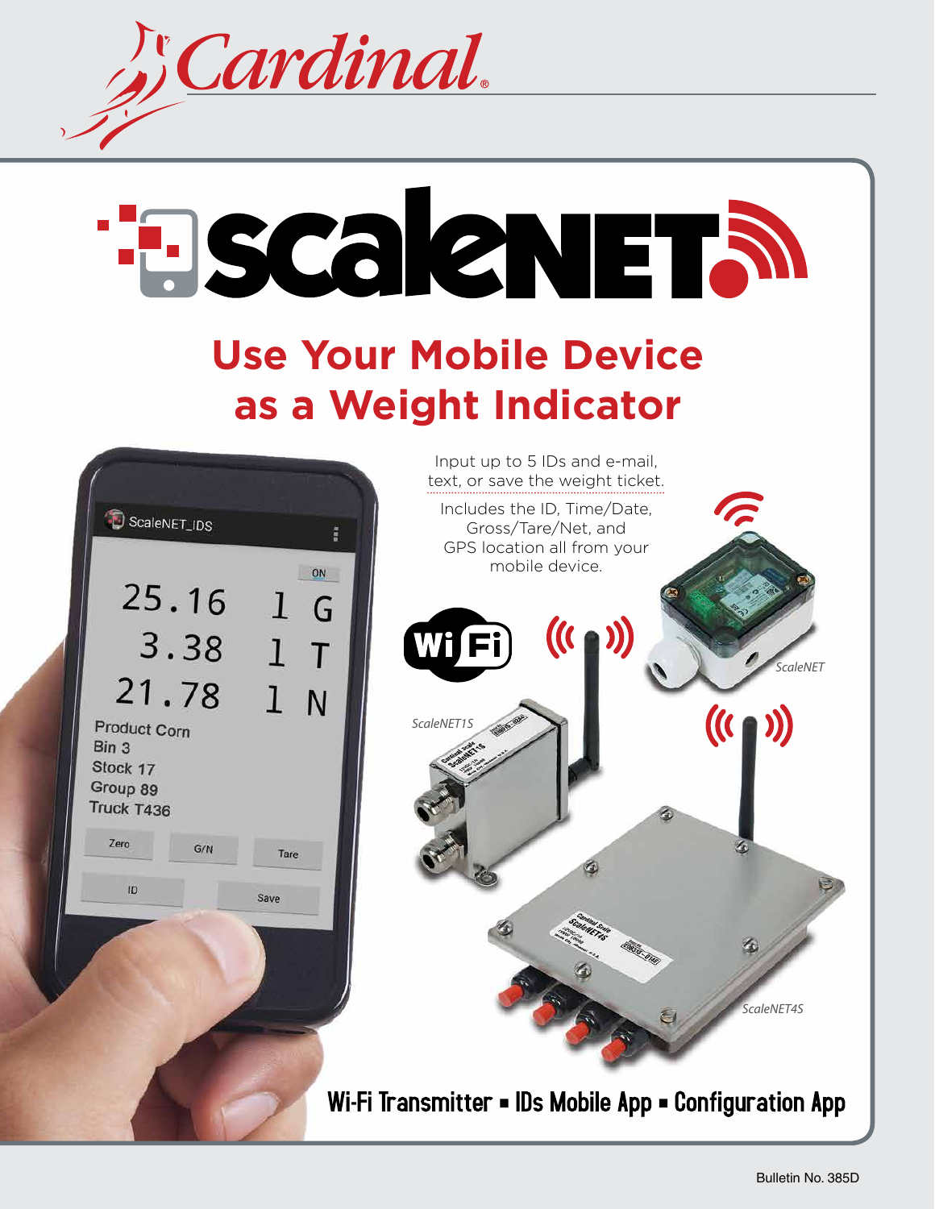# Cardinal

# scaleNET

## Use Your Mobile Device as a Weight Indicator

Input up to 5 IDs and e-mail, text, or save the weight ticket.

Includes the ID, Time/Date, Gross/Tare/Net, and GPS location all from your mobile device.

*ScaleNET*

*ScaleNET1S*

*ScaleNET4S*

**Wi-Fi Transmitter ▪ IDs Mobile App ▪ Configuration App**

Bulletin No. 385D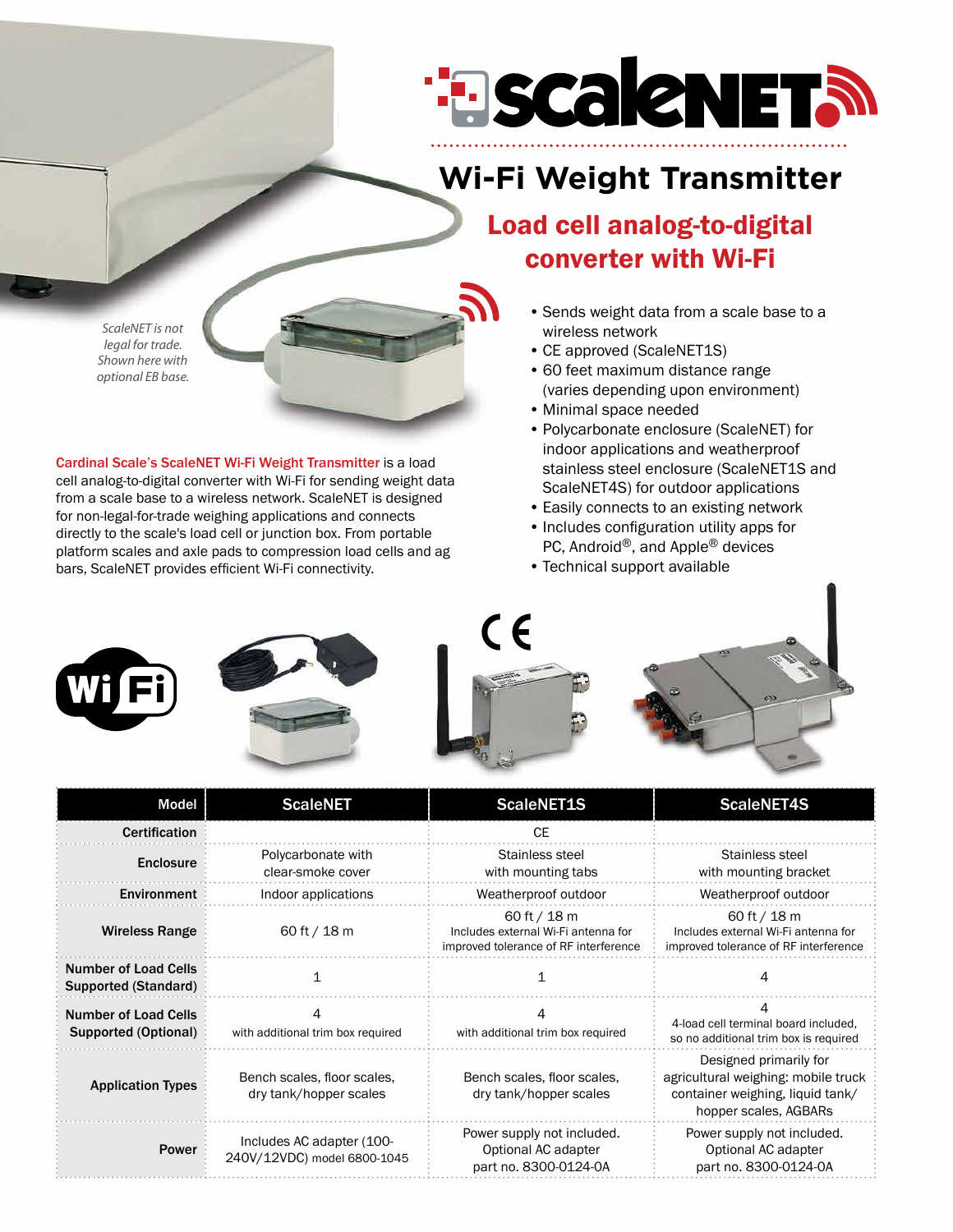# ScaleNET

## Wi-Fi Weight Transmitter

### Load cell analog-to-digital converter with Wi-Fi

*ScaleNET is not legal for trade. Shown here with optional EB base.*

**Cardinal Scale's ScaleNET Wi-Fi Weight Transmitter** is a load cell analog-to-digital converter with Wi-Fi for sending weight data from a scale base to a wireless network. ScaleNET is designed for non-legal-for-trade weighing applications and connects directly to the scale's load cell or junction box. From portable platform scales and axle pads to compression load cells and ag bars, ScaleNET provides efficient Wi-Fi connectivity.

- Sends weight data from a scale base to a wireless network
- CE approved (ScaleNET1S)
- 60 feet maximum distance range (varies depending upon environment)
- Minimal space needed
- Polycarbonate enclosure (ScaleNET) for indoor applications and weatherproof stainless steel enclosure (ScaleNET1S and ScaleNET4S) for outdoor applications
- Easily connects to an existing network
- Includes configuration utility apps for PC, Android®, and Apple® devices
- Technical support available

| Model | ScaleNET | ScaleNET1S | ScaleNET4S |
|---|---|---|---|
| Certification | | CE | |
| Enclosure | Polycarbonate with clear-smoke cover | Stainless steel with mounting tabs | Stainless steel with mounting bracket |
| Environment | Indoor applications | Weatherproof outdoor | Weatherproof outdoor |
| Wireless Range | 60 ft / 18 m | 60 ft / 18 m Includes external Wi-Fi antenna for improved tolerance of RF interference | 60 ft / 18 m Includes external Wi-Fi antenna for improved tolerance of RF interference |
| Number of Load Cells Supported (Standard) | 1 | 1 | 4 |
| Number of Load Cells Supported (Optional) | 4 with additional trim box required | 4 with additional trim box required | 4 4-load cell terminal board included, so no additional trim box is required |
| Application Types | Bench scales, floor scales, dry tank/hopper scales | Bench scales, floor scales, dry tank/hopper scales | Designed primarily for agricultural weighing: mobile truck container weighing, liquid tank/hopper scales, AGBARs |
| Power | Includes AC adapter (100-240V/12VDC) model 6800-1045 | Power supply not included. Optional AC adapter part no. 8300-0124-0A | Power supply not included. Optional AC adapter part no. 8300-0124-0A |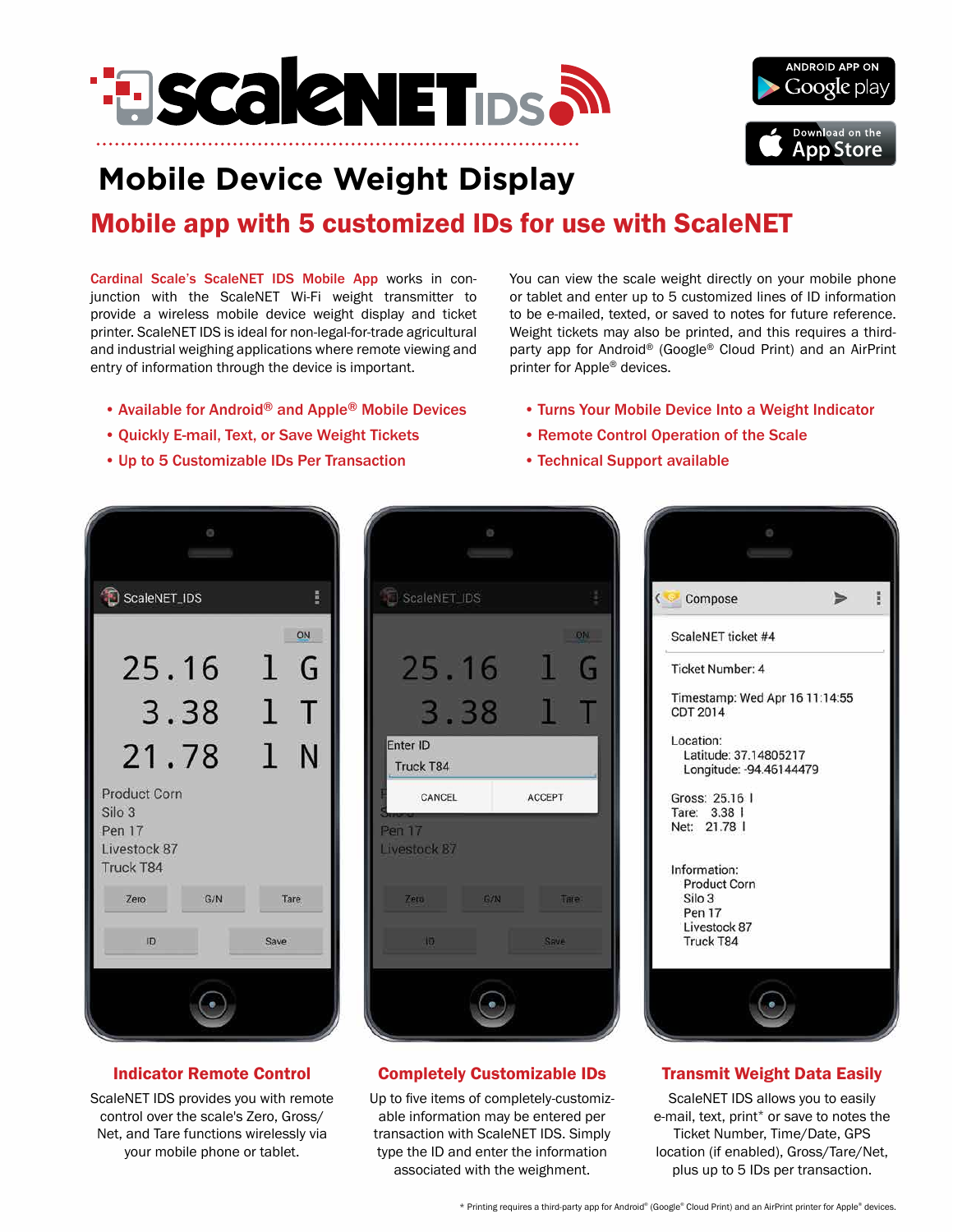# scaleNET IDS

## Mobile Device Weight Display

## Mobile app with 5 customized IDs for use with ScaleNET

**Cardinal Scale's ScaleNET IDS Mobile App** works in conjunction with the ScaleNET Wi-Fi weight transmitter to provide a wireless mobile device weight display and ticket printer. ScaleNET IDS is ideal for non-legal-for-trade agricultural and industrial weighing applications where remote viewing and entry of information through the device is important.

You can view the scale weight directly on your mobile phone or tablet and enter up to 5 customized lines of ID information to be e-mailed, texted, or saved to notes for future reference. Weight tickets may also be printed, and this requires a third-party app for Android® (Google® Cloud Print) and an AirPrint printer for Apple® devices.

- Available for Android® and Apple® Mobile Devices
- Quickly E-mail, Text, or Save Weight Tickets
- Up to 5 Customizable IDs Per Transaction
- Turns Your Mobile Device Into a Weight Indicator
- Remote Control Operation of the Scale
- Technical Support available

### Indicator Remote Control

ScaleNET IDS provides you with remote control over the scale's Zero, Gross/Net, and Tare functions wirelessly via your mobile phone or tablet.

### Completely Customizable IDs

Up to five items of completely-customizable information may be entered per transaction with ScaleNET IDS. Simply type the ID and enter the information associated with the weighment.

### Transmit Weight Data Easily

ScaleNET IDS allows you to easily e-mail, text, print* or save to notes the Ticket Number, Time/Date, GPS location (if enabled), Gross/Tare/Net, plus up to 5 IDs per transaction.

\* Printing requires a third-party app for Android® (Google® Cloud Print) and an AirPrint printer for Apple® devices.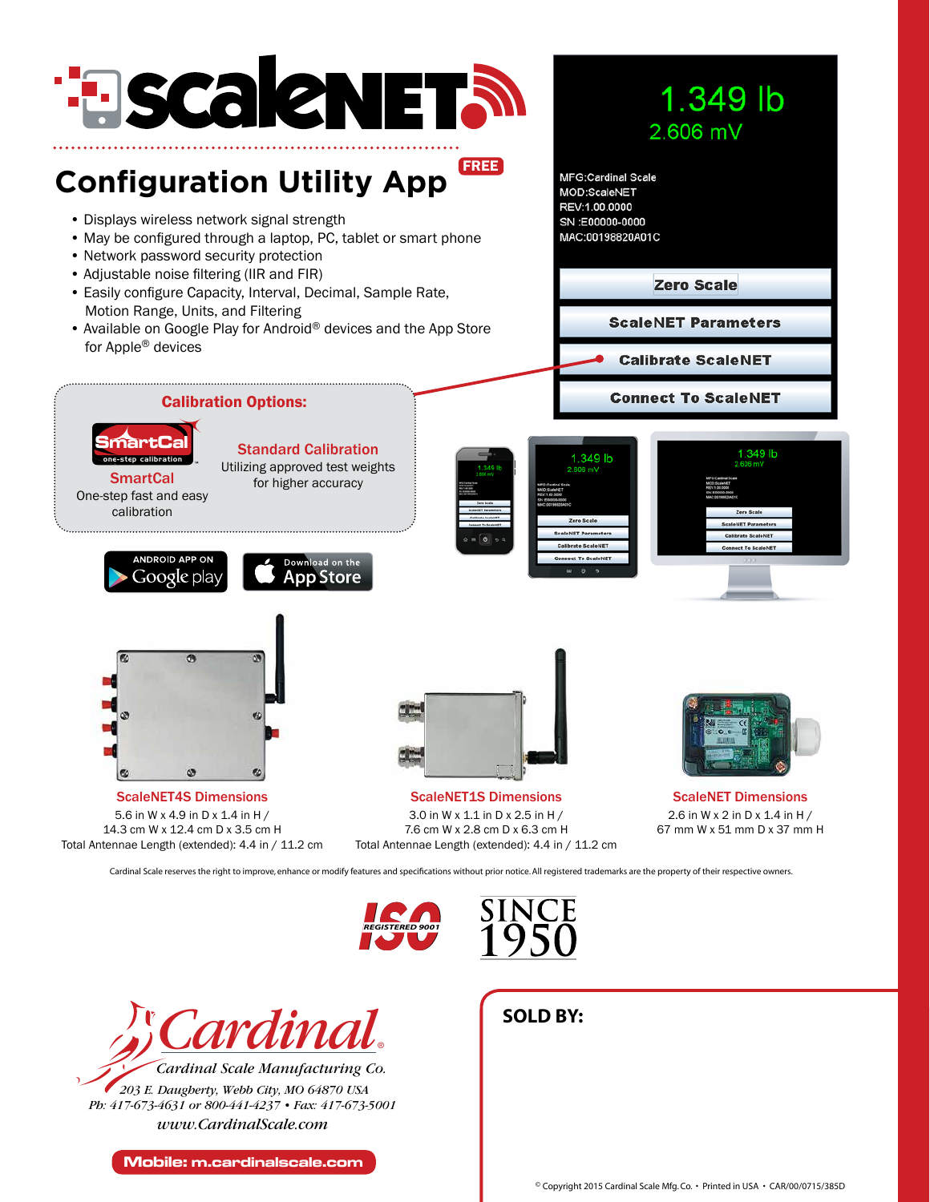# scaleNET

## Configuration Utility App

FREE

- Displays wireless network signal strength
- May be configured through a laptop, PC, tablet or smart phone
- Network password security protection
- Adjustable noise filtering (IIR and FIR)
- Easily configure Capacity, Interval, Decimal, Sample Rate, Motion Range, Units, and Filtering
- Available on Google Play for Android® devices and the App Store for Apple® devices

1.349 lb
2.606 mV

MFG:Cardinal Scale
MOD:ScaleNET
REV:1.00.0000
SN :E00000-0000
MAC:00198820A01C

Zero Scale

ScaleNET Parameters

Calibrate ScaleNET

Connect To ScaleNET

### Calibration Options:

**SmartCal** – one-step calibration

**SmartCal**
One-step fast and easy calibration

**Standard Calibration**
Utilizing approved test weights for higher accuracy

ANDROID APP ON Google play

Download on the App Store

**ScaleNET4S Dimensions**
5.6 in W x 4.9 in D x 1.4 in H /
14.3 cm W x 12.4 cm D x 3.5 cm H
Total Antennae Length (extended): 4.4 in / 11.2 cm

**ScaleNET1S Dimensions**
3.0 in W x 1.1 in D x 2.5 in H /
7.6 cm W x 2.8 cm D x 6.3 cm H
Total Antennae Length (extended): 4.4 in / 11.2 cm

**ScaleNET Dimensions**
2.6 in W x 2 in D x 1.4 in H /
67 mm W x 51 mm D x 37 mm H

Cardinal Scale reserves the right to improve, enhance or modify features and specifications without prior notice. All registered trademarks are the property of their respective owners.

ISO REGISTERED 9001

SINCE 1950

**Cardinal**
*Cardinal Scale Manufacturing Co.*
*203 E. Daugherty, Webb City, MO 64870 USA*
*Ph: 417-673-4631 or 800-441-4237 • Fax: 417-673-5001*
*www.CardinalScale.com*

**Mobile: m.cardinalscale.com**

**SOLD BY:**

© Copyright 2015 Cardinal Scale Mfg. Co. • Printed in USA • CAR/00/0715/385D